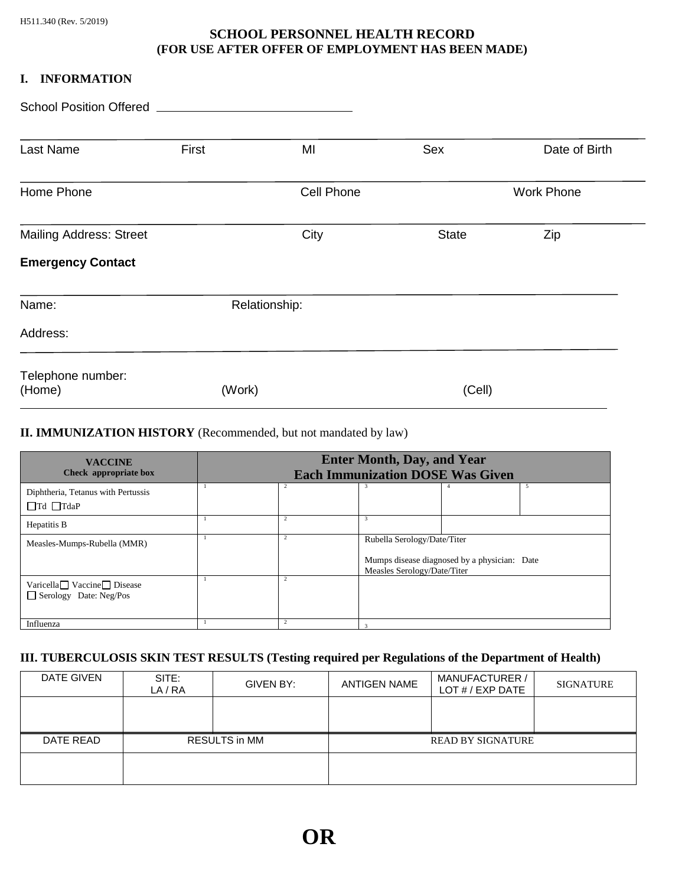H511.340 (Rev. 5/2019)

# SCHOOL PERSONNEL HEALTH RECORD
## (FOR USE AFTER OFFER OF EMPLOYMENT HAS BEEN MADE)

## I. INFORMATION

School Position Offered ______________________________

| Last Name | First | MI | Sex | Date of Birth |
|---|---|---|---|---|

| Home Phone | Cell Phone | Work Phone |
|---|---|---|

| Mailing Address: Street | City | State | Zip |
|---|---|---|---|

**Emergency Contact**

Name: Relationship:

Address:

Telephone number:
(Home) (Work) (Cell)

## II. IMMUNIZATION HISTORY (Recommended, but not mandated by law)

| VACCINE Check appropriate box | Enter Month, Day, and Year Each Immunization DOSE Was Given | | | | |
|---|---|---|---|---|---|
| Diphtheria, Tetanus with Pertussis ☐Td ☐TdaP | 1 | 2 | 3 | 4 | 5 |
| Hepatitis B | 1 | 2 | 3 | | |
| Measles-Mumps-Rubella (MMR) | 1 | 2 | Rubella Serology/Date/Titer<br>Mumps disease diagnosed by a physician: Date<br>Measles Serology/Date/Titer | | |
| Varicella ☐ Vaccine ☐ Disease ☐ Serology Date: Neg/Pos | 1 | 2 | | | |
| Influenza | 1 | 2 | 3 | | |

## III. TUBERCULOSIS SKIN TEST RESULTS (Testing required per Regulations of the Department of Health)

| DATE GIVEN | SITE: LA / RA | GIVEN BY: | ANTIGEN NAME | MANUFACTURER / LOT # / EXP DATE | SIGNATURE |
|---|---|---|---|---|---|
| | | | | | |

| DATE READ | RESULTS in MM | READ BY SIGNATURE |
|---|---|---|
| | | |

# OR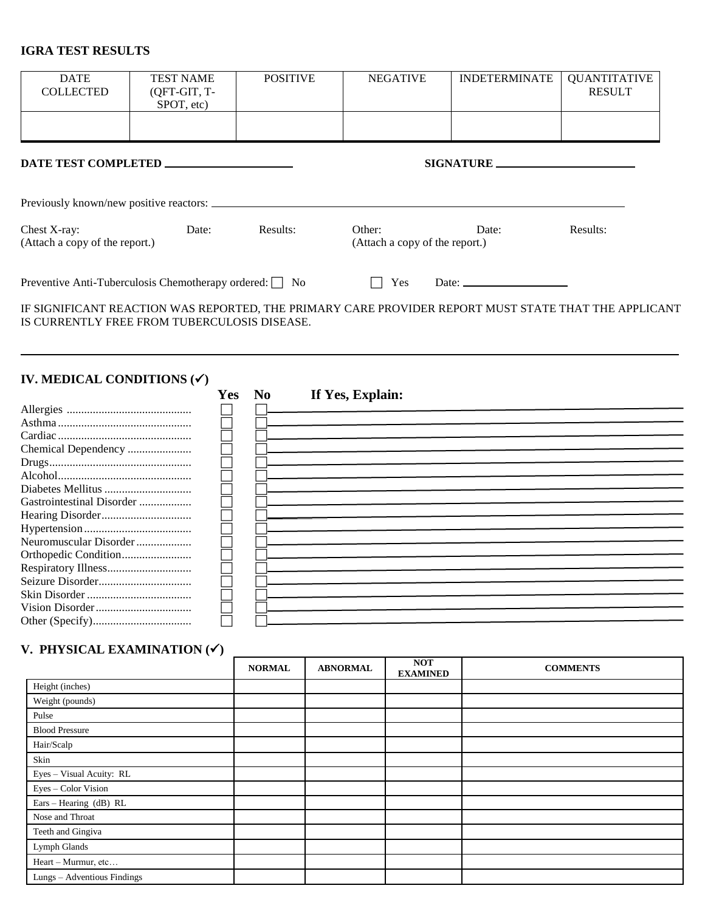## IGRA TEST RESULTS

| DATE COLLECTED | TEST NAME (QFT-GIT, T-SPOT, etc) | POSITIVE | NEGATIVE | INDETERMINATE | QUANTITATIVE RESULT |
|---|---|---|---|---|---|
| | | | | | |

**DATE TEST COMPLETED** ____________________ **SIGNATURE** ______________________

Previously known/new positive reactors: ______________________________________________________________

Chest X-ray: Date: Results:
(Attach a copy of the report.)

Other: Date: Results:
(Attach a copy of the report.)

Preventive Anti-Tuberculosis Chemotherapy ordered: ☐ No ☐ Yes Date: ________________

IF SIGNIFICANT REACTION WAS REPORTED, THE PRIMARY CARE PROVIDER REPORT MUST STATE THAT THE APPLICANT IS CURRENTLY FREE FROM TUBERCULOSIS DISEASE.

## IV. MEDICAL CONDITIONS (✓)

| | Yes | No | If Yes, Explain: |
|---|---|---|---|
| Allergies | ☐ | ☐ | |
| Asthma | ☐ | ☐ | |
| Cardiac | ☐ | ☐ | |
| Chemical Dependency | ☐ | ☐ | |
| Drugs | ☐ | ☐ | |
| Alcohol | ☐ | ☐ | |
| Diabetes Mellitus | ☐ | ☐ | |
| Gastrointestinal Disorder | ☐ | ☐ | |
| Hearing Disorder | ☐ | ☐ | |
| Hypertension | ☐ | ☐ | |
| Neuromuscular Disorder | ☐ | ☐ | |
| Orthopedic Condition | ☐ | ☐ | |
| Respiratory Illness | ☐ | ☐ | |
| Seizure Disorder | ☐ | ☐ | |
| Skin Disorder | ☐ | ☐ | |
| Vision Disorder | ☐ | ☐ | |
| Other (Specify) | ☐ | ☐ | |

## V. PHYSICAL EXAMINATION (✓)

| | NORMAL | ABNORMAL | NOT EXAMINED | COMMENTS |
|---|---|---|---|---|
| Height (inches) | | | | |
| Weight (pounds) | | | | |
| Pulse | | | | |
| Blood Pressure | | | | |
| Hair/Scalp | | | | |
| Skin | | | | |
| Eyes – Visual Acuity: RL | | | | |
| Eyes – Color Vision | | | | |
| Ears – Hearing (dB) RL | | | | |
| Nose and Throat | | | | |
| Teeth and Gingiva | | | | |
| Lymph Glands | | | | |
| Heart – Murmur, etc… | | | | |
| Lungs – Adventious Findings | | | | |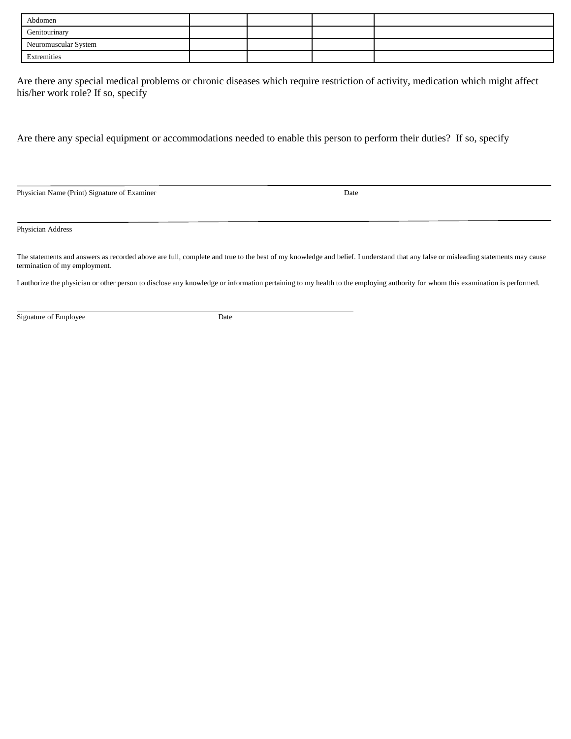| | | | | |
|---|---|---|---|---|
| Abdomen | | | | |
| Genitourinary | | | | |
| Neuromuscular System | | | | |
| Extremities | | | | |

Are there any special medical problems or chronic diseases which require restriction of activity, medication which might affect his/her work role? If so, specify

Are there any special equipment or accommodations needed to enable this person to perform their duties? If so, specify

Physician Name (Print) Signature of Examiner Date

Physician Address

The statements and answers as recorded above are full, complete and true to the best of my knowledge and belief. I understand that any false or misleading statements may cause termination of my employment.

I authorize the physician or other person to disclose any knowledge or information pertaining to my health to the employing authority for whom this examination is performed.

Signature of Employee Date